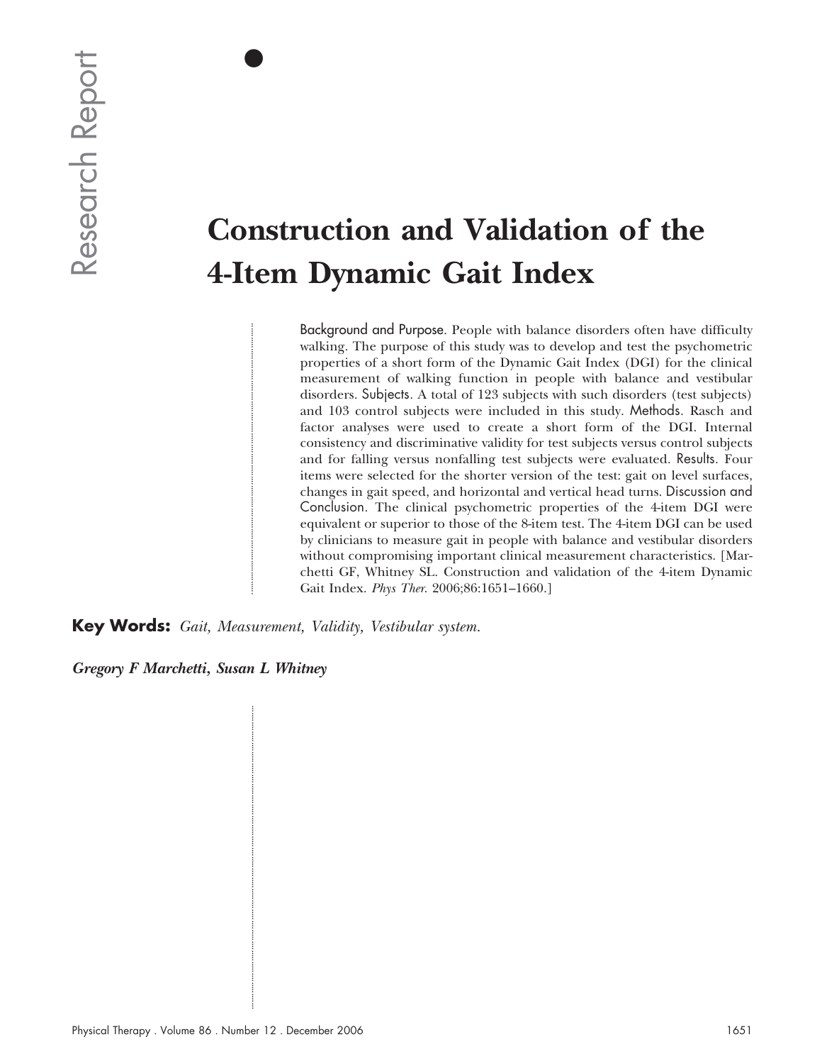Research Report

# Construction and Validation of the 4-Item Dynamic Gait Index

**Background and Purpose.** People with balance disorders often have difficulty walking. The purpose of this study was to develop and test the psychometric properties of a short form of the Dynamic Gait Index (DGI) for the clinical measurement of walking function in people with balance and vestibular disorders. **Subjects.** A total of 123 subjects with such disorders (test subjects) and 103 control subjects were included in this study. **Methods.** Rasch and factor analyses were used to create a short form of the DGI. Internal consistency and discriminative validity for test subjects versus control subjects and for falling versus nonfalling test subjects were evaluated. **Results.** Four items were selected for the shorter version of the test: gait on level surfaces, changes in gait speed, and horizontal and vertical head turns. **Discussion and Conclusion.** The clinical psychometric properties of the 4-item DGI were equivalent or superior to those of the 8-item test. The 4-item DGI can be used by clinicians to measure gait in people with balance and vestibular disorders without compromising important clinical measurement characteristics. [Marchetti GF, Whitney SL. Construction and validation of the 4-item Dynamic Gait Index. *Phys Ther*. 2006;86:1651–1660.]

**Key Words:** *Gait, Measurement, Validity, Vestibular system.*

***Gregory F Marchetti, Susan L Whitney***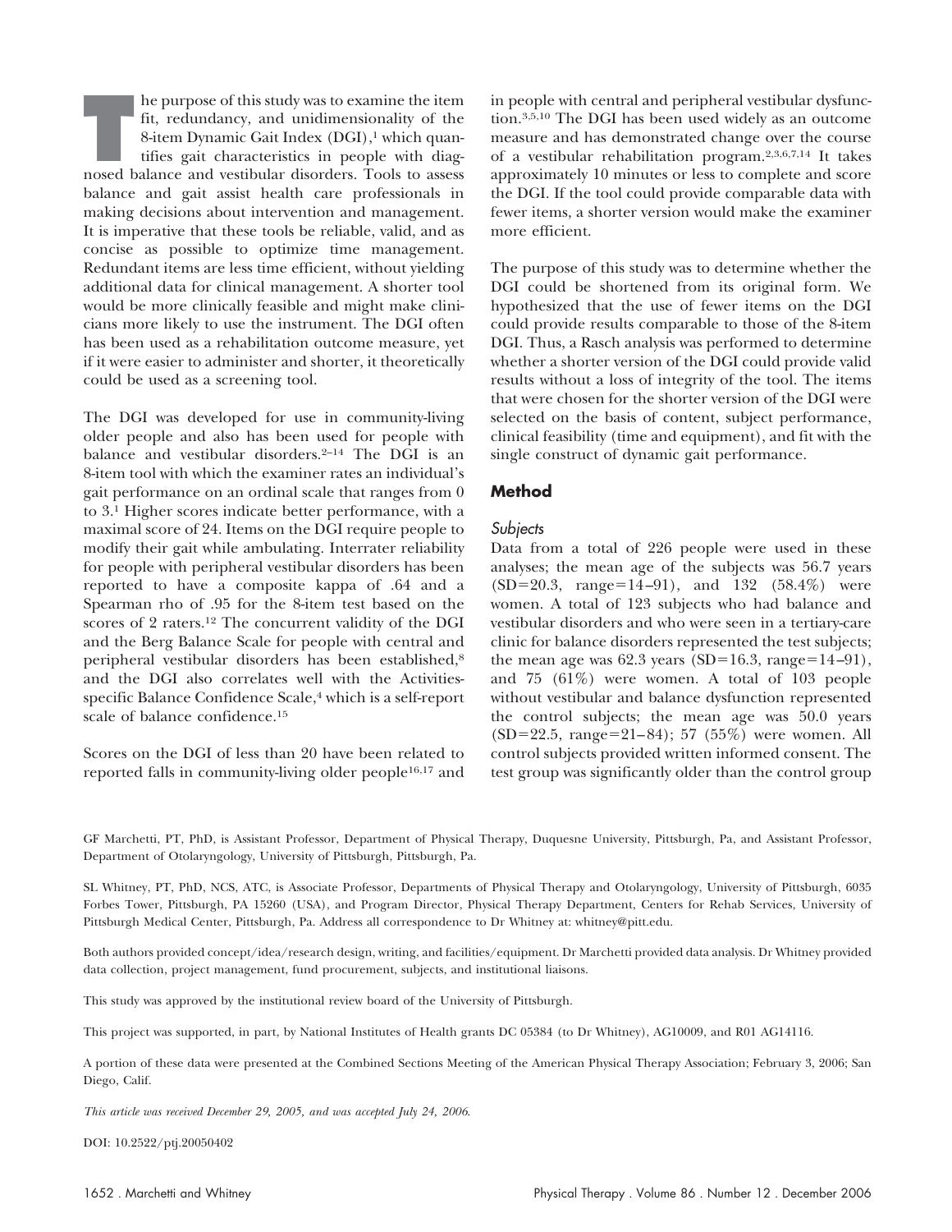The purpose of this study was to examine the item fit, redundancy, and unidimensionality of the 8-item Dynamic Gait Index (DGI),[1] which quantifies gait characteristics in people with diagnosed balance and vestibular disorders. Tools to assess balance and gait assist health care professionals in making decisions about intervention and management. It is imperative that these tools be reliable, valid, and as concise as possible to optimize time management. Redundant items are less time efficient, without yielding additional data for clinical management. A shorter tool would be more clinically feasible and might make clinicians more likely to use the instrument. The DGI often has been used as a rehabilitation outcome measure, yet if it were easier to administer and shorter, it theoretically could be used as a screening tool.

The DGI was developed for use in community-living older people and also has been used for people with balance and vestibular disorders.[2–14] The DGI is an 8-item tool with which the examiner rates an individual's gait performance on an ordinal scale that ranges from 0 to 3.[1] Higher scores indicate better performance, with a maximal score of 24. Items on the DGI require people to modify their gait while ambulating. Interrater reliability for people with peripheral vestibular disorders has been reported to have a composite kappa of .64 and a Spearman rho of .95 for the 8-item test based on the scores of 2 raters.[12] The concurrent validity of the DGI and the Berg Balance Scale for people with central and peripheral vestibular disorders has been established,[8] and the DGI also correlates well with the Activities-specific Balance Confidence Scale,[4] which is a self-report scale of balance confidence.[15]

Scores on the DGI of less than 20 have been related to reported falls in community-living older people[16,17] and in people with central and peripheral vestibular dysfunction.[3,5,10] The DGI has been used widely as an outcome measure and has demonstrated change over the course of a vestibular rehabilitation program.[2,3,6,7,14] It takes approximately 10 minutes or less to complete and score the DGI. If the tool could provide comparable data with fewer items, a shorter version would make the examiner more efficient.

The purpose of this study was to determine whether the DGI could be shortened from its original form. We hypothesized that the use of fewer items on the DGI could provide results comparable to those of the 8-item DGI. Thus, a Rasch analysis was performed to determine whether a shorter version of the DGI could provide valid results without a loss of integrity of the tool. The items that were chosen for the shorter version of the DGI were selected on the basis of content, subject performance, clinical feasibility (time and equipment), and fit with the single construct of dynamic gait performance.

## Method

### Subjects

Data from a total of 226 people were used in these analyses; the mean age of the subjects was 56.7 years (SD=20.3, range=14–91), and 132 (58.4%) were women. A total of 123 subjects who had balance and vestibular disorders and who were seen in a tertiary-care clinic for balance disorders represented the test subjects; the mean age was 62.3 years (SD=16.3, range=14–91), and 75 (61%) were women. A total of 103 people without vestibular and balance dysfunction represented the control subjects; the mean age was 50.0 years (SD=22.5, range=21–84); 57 (55%) were women. All control subjects provided written informed consent. The test group was significantly older than the control group

GF Marchetti, PT, PhD, is Assistant Professor, Department of Physical Therapy, Duquesne University, Pittsburgh, Pa, and Assistant Professor, Department of Otolaryngology, University of Pittsburgh, Pittsburgh, Pa.

SL Whitney, PT, PhD, NCS, ATC, is Associate Professor, Departments of Physical Therapy and Otolaryngology, University of Pittsburgh, 6035 Forbes Tower, Pittsburgh, PA 15260 (USA), and Program Director, Physical Therapy Department, Centers for Rehab Services, University of Pittsburgh Medical Center, Pittsburgh, Pa. Address all correspondence to Dr Whitney at: whitney@pitt.edu.

Both authors provided concept/idea/research design, writing, and facilities/equipment. Dr Marchetti provided data analysis. Dr Whitney provided data collection, project management, fund procurement, subjects, and institutional liaisons.

This study was approved by the institutional review board of the University of Pittsburgh.

This project was supported, in part, by National Institutes of Health grants DC 05384 (to Dr Whitney), AG10009, and R01 AG14116.

A portion of these data were presented at the Combined Sections Meeting of the American Physical Therapy Association; February 3, 2006; San Diego, Calif.

*This article was received December 29, 2005, and was accepted July 24, 2006.*

DOI: 10.2522/ptj.20050402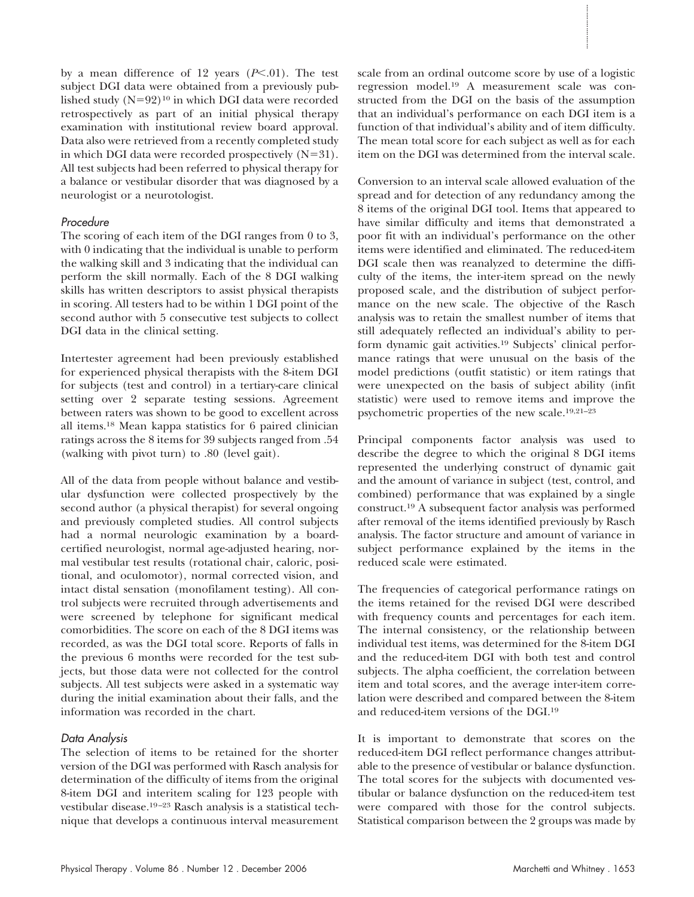by a mean difference of 12 years ($P<.01$). The test subject DGI data were obtained from a previously published study (N=92)[10] in which DGI data were recorded retrospectively as part of an initial physical therapy examination with institutional review board approval. Data also were retrieved from a recently completed study in which DGI data were recorded prospectively (N=31). All test subjects had been referred to physical therapy for a balance or vestibular disorder that was diagnosed by a neurologist or a neurotologist.

### *Procedure*

The scoring of each item of the DGI ranges from 0 to 3, with 0 indicating that the individual is unable to perform the walking skill and 3 indicating that the individual can perform the skill normally. Each of the 8 DGI walking skills has written descriptors to assist physical therapists in scoring. All testers had to be within 1 DGI point of the second author with 5 consecutive test subjects to collect DGI data in the clinical setting.

Intertester agreement had been previously established for experienced physical therapists with the 8-item DGI for subjects (test and control) in a tertiary-care clinical setting over 2 separate testing sessions. Agreement between raters was shown to be good to excellent across all items.[18] Mean kappa statistics for 6 paired clinician ratings across the 8 items for 39 subjects ranged from .54 (walking with pivot turn) to .80 (level gait).

All of the data from people without balance and vestibular dysfunction were collected prospectively by the second author (a physical therapist) for several ongoing and previously completed studies. All control subjects had a normal neurologic examination by a board-certified neurologist, normal age-adjusted hearing, normal vestibular test results (rotational chair, caloric, positional, and oculomotor), normal corrected vision, and intact distal sensation (monofilament testing). All control subjects were recruited through advertisements and were screened by telephone for significant medical comorbidities. The score on each of the 8 DGI items was recorded, as was the DGI total score. Reports of falls in the previous 6 months were recorded for the test subjects, but those data were not collected for the control subjects. All test subjects were asked in a systematic way during the initial examination about their falls, and the information was recorded in the chart.

### *Data Analysis*

The selection of items to be retained for the shorter version of the DGI was performed with Rasch analysis for determination of the difficulty of items from the original 8-item DGI and interitem scaling for 123 people with vestibular disease.[19–23] Rasch analysis is a statistical technique that develops a continuous interval measurement scale from an ordinal outcome score by use of a logistic regression model.[19] A measurement scale was constructed from the DGI on the basis of the assumption that an individual's performance on each DGI item is a function of that individual's ability and of item difficulty. The mean total score for each subject as well as for each item on the DGI was determined from the interval scale.

Conversion to an interval scale allowed evaluation of the spread and for detection of any redundancy among the 8 items of the original DGI tool. Items that appeared to have similar difficulty and items that demonstrated a poor fit with an individual's performance on the other items were identified and eliminated. The reduced-item DGI scale then was reanalyzed to determine the difficulty of the items, the inter-item spread on the newly proposed scale, and the distribution of subject performance on the new scale. The objective of the Rasch analysis was to retain the smallest number of items that still adequately reflected an individual's ability to perform dynamic gait activities.[19] Subjects' clinical performance ratings that were unusual on the basis of the model predictions (outfit statistic) or item ratings that were unexpected on the basis of subject ability (infit statistic) were used to remove items and improve the psychometric properties of the new scale.[19,21–23]

Principal components factor analysis was used to describe the degree to which the original 8 DGI items represented the underlying construct of dynamic gait and the amount of variance in subject (test, control, and combined) performance that was explained by a single construct.[19] A subsequent factor analysis was performed after removal of the items identified previously by Rasch analysis. The factor structure and amount of variance in subject performance explained by the items in the reduced scale were estimated.

The frequencies of categorical performance ratings on the items retained for the revised DGI were described with frequency counts and percentages for each item. The internal consistency, or the relationship between individual test items, was determined for the 8-item DGI and the reduced-item DGI with both test and control subjects. The alpha coefficient, the correlation between item and total scores, and the average inter-item correlation were described and compared between the 8-item and reduced-item versions of the DGI.[19]

It is important to demonstrate that scores on the reduced-item DGI reflect performance changes attributable to the presence of vestibular or balance dysfunction. The total scores for the subjects with documented vestibular or balance dysfunction on the reduced-item test were compared with those for the control subjects. Statistical comparison between the 2 groups was made by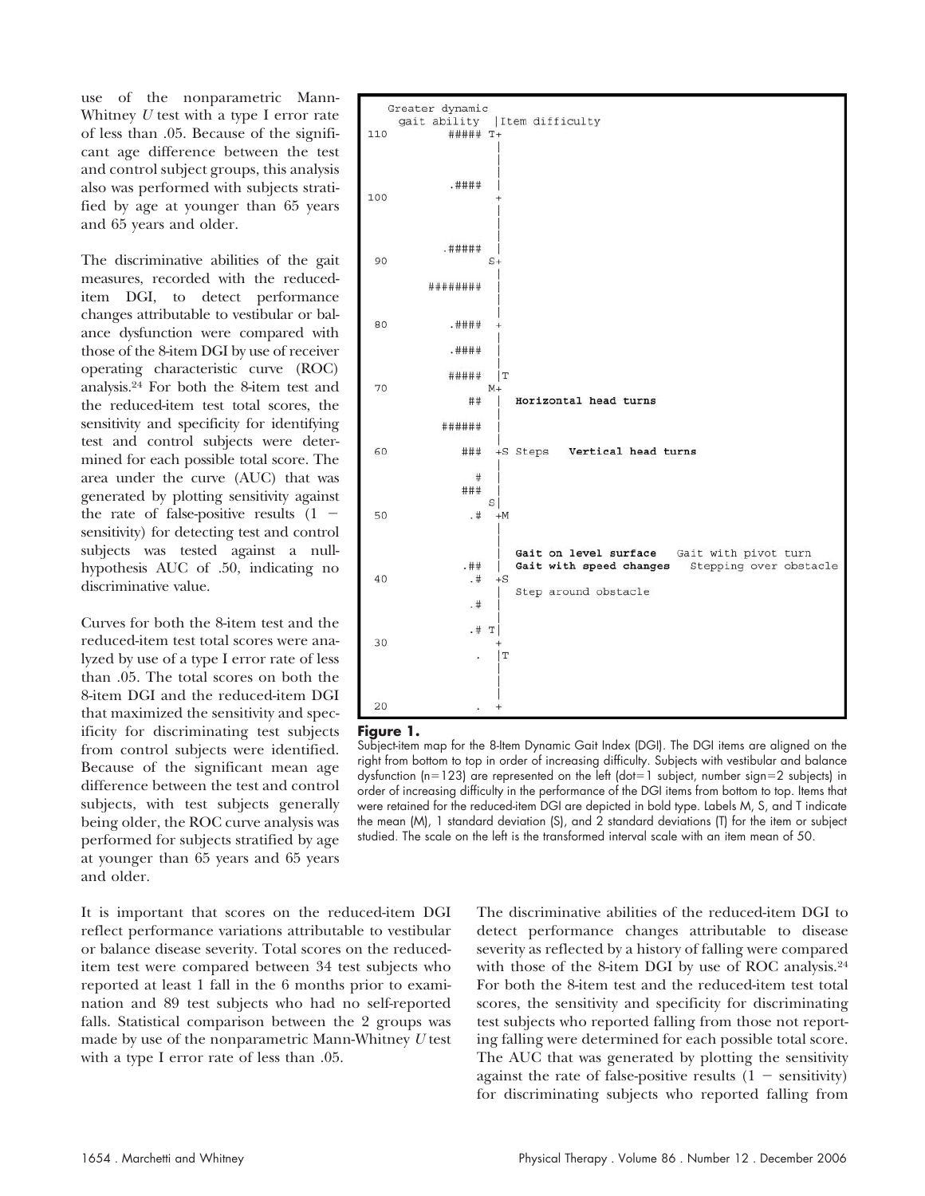use of the nonparametric Mann-Whitney *U* test with a type I error rate of less than .05. Because of the significant age difference between the test and control subject groups, this analysis also was performed with subjects stratified by age at younger than 65 years and 65 years and older.

The discriminative abilities of the gait measures, recorded with the reduced-item DGI, to detect performance changes attributable to vestibular or balance dysfunction were compared with those of the 8-item DGI by use of receiver operating characteristic curve (ROC) analysis.[24] For both the 8-item test and the reduced-item test total scores, the sensitivity and specificity for identifying test and control subjects were determined for each possible total score. The area under the curve (AUC) that was generated by plotting sensitivity against the rate of false-positive results (1 − sensitivity) for detecting test and control subjects was tested against a null-hypothesis AUC of .50, indicating no discriminative value.

Curves for both the 8-item test and the reduced-item test total scores were analyzed by use of a type I error rate of less than .05. The total scores on both the 8-item DGI and the reduced-item DGI that maximized the sensitivity and specificity for discriminating test subjects from control subjects were identified. Because of the significant mean age difference between the test and control subjects, with test subjects generally being older, the ROC curve analysis was performed for subjects stratified by age at younger than 65 years and 65 years and older.

Greater dynamic gait ability
Item difficulty
110
100
90
80
70
60
50
40
30
20
T
S
M
**Horizontal head turns**
Steps
**Vertical head turns**
**Gait on level surface**
Gait with pivot turn
**Gait with speed changes**
Stepping over obstacle
Step around obstacle

**Figure 1.**
Subject-item map for the 8-Item Dynamic Gait Index (DGI). The DGI items are aligned on the right from bottom to top in order of increasing difficulty. Subjects with vestibular and balance dysfunction (n=123) are represented on the left (dot=1 subject, number sign=2 subjects) in order of increasing difficulty in the performance of the DGI items from bottom to top. Items that were retained for the reduced-item DGI are depicted in bold type. Labels M, S, and T indicate the mean (M), 1 standard deviation (S), and 2 standard deviations (T) for the item or subject studied. The scale on the left is the transformed interval scale with an item mean of 50.

It is important that scores on the reduced-item DGI reflect performance variations attributable to vestibular or balance disease severity. Total scores on the reduced-item test were compared between 34 test subjects who reported at least 1 fall in the 6 months prior to examination and 89 test subjects who had no self-reported falls. Statistical comparison between the 2 groups was made by use of the nonparametric Mann-Whitney *U* test with a type I error rate of less than .05.

The discriminative abilities of the reduced-item DGI to detect performance changes attributable to disease severity as reflected by a history of falling were compared with those of the 8-item DGI by use of ROC analysis.[24] For both the 8-item test and the reduced-item test total scores, the sensitivity and specificity for discriminating test subjects who reported falling from those not reporting falling were determined for each possible total score. The AUC that was generated by plotting the sensitivity against the rate of false-positive results (1 − sensitivity) for discriminating subjects who reported falling from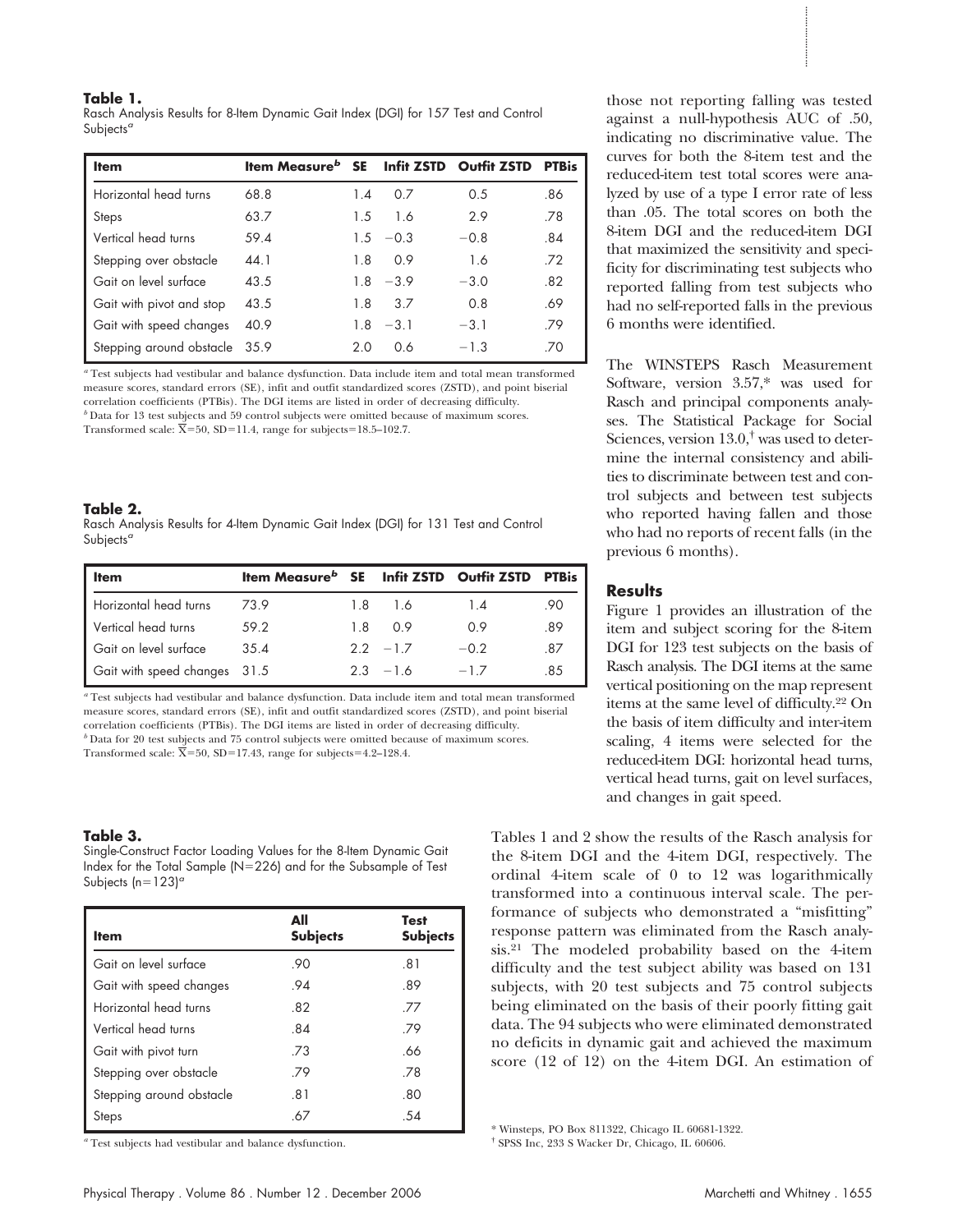**Table 1.**
Rasch Analysis Results for 8-Item Dynamic Gait Index (DGI) for 157 Test and Control Subjects[a]

| Item | Item Measure[b] | SE | Infit ZSTD | Outfit ZSTD | PTBis |
|---|---|---|---|---|---|
| Horizontal head turns | 68.8 | 1.4 | 0.7 | 0.5 | .86 |
| Steps | 63.7 | 1.5 | 1.6 | 2.9 | .78 |
| Vertical head turns | 59.4 | 1.5 | −0.3 | −0.8 | .84 |
| Stepping over obstacle | 44.1 | 1.8 | 0.9 | 1.6 | .72 |
| Gait on level surface | 43.5 | 1.8 | −3.9 | −3.0 | .82 |
| Gait with pivot and stop | 43.5 | 1.8 | 3.7 | 0.8 | .69 |
| Gait with speed changes | 40.9 | 1.8 | −3.1 | −3.1 | .79 |
| Stepping around obstacle | 35.9 | 2.0 | 0.6 | −1.3 | .70 |

[a] Test subjects had vestibular and balance dysfunction. Data include item and total mean transformed measure scores, standard errors (SE), infit and outfit standardized scores (ZSTD), and point biserial correlation coefficients (PTBis). The DGI items are listed in order of decreasing difficulty.
[b] Data for 13 test subjects and 59 control subjects were omitted because of maximum scores. Transformed scale: $\overline{X}=50$, SD=11.4, range for subjects=18.5–102.7.

**Table 2.**
Rasch Analysis Results for 4-Item Dynamic Gait Index (DGI) for 131 Test and Control Subjects[a]

| Item | Item Measure[b] | SE | Infit ZSTD | Outfit ZSTD | PTBis |
|---|---|---|---|---|---|
| Horizontal head turns | 73.9 | 1.8 | 1.6 | 1.4 | .90 |
| Vertical head turns | 59.2 | 1.8 | 0.9 | 0.9 | .89 |
| Gait on level surface | 35.4 | 2.2 | −1.7 | −0.2 | .87 |
| Gait with speed changes | 31.5 | 2.3 | −1.6 | −1.7 | .85 |

[a] Test subjects had vestibular and balance dysfunction. Data include item and total mean transformed measure scores, standard errors (SE), infit and outfit standardized scores (ZSTD), and point biserial correlation coefficients (PTBis). The DGI items are listed in order of decreasing difficulty.
[b] Data for 20 test subjects and 75 control subjects were omitted because of maximum scores. Transformed scale: $\overline{X}=50$, SD=17.43, range for subjects=4.2–128.4.

**Table 3.**
Single-Construct Factor Loading Values for the 8-Item Dynamic Gait Index for the Total Sample (N=226) and for the Subsample of Test Subjects (n=123)[a]

| Item | All Subjects | Test Subjects |
|---|---|---|
| Gait on level surface | .90 | .81 |
| Gait with speed changes | .94 | .89 |
| Horizontal head turns | .82 | .77 |
| Vertical head turns | .84 | .79 |
| Gait with pivot turn | .73 | .66 |
| Stepping over obstacle | .79 | .78 |
| Stepping around obstacle | .81 | .80 |
| Steps | .67 | .54 |

[a] Test subjects had vestibular and balance dysfunction.

those not reporting falling was tested against a null-hypothesis AUC of .50, indicating no discriminative value. The curves for both the 8-item test and the reduced-item test total scores were analyzed by use of a type I error rate of less than .05. The total scores on both the 8-item DGI and the reduced-item DGI that maximized the sensitivity and specificity for discriminating test subjects who reported falling from test subjects who had no self-reported falls in the previous 6 months were identified.

The WINSTEPS Rasch Measurement Software, version 3.57,* was used for Rasch and principal components analyses. The Statistical Package for Social Sciences, version 13.0,† was used to determine the internal consistency and abilities to discriminate between test and control subjects and between test subjects who reported having fallen and those who had no reports of recent falls (in the previous 6 months).

## Results

Figure 1 provides an illustration of the item and subject scoring for the 8-item DGI for 123 test subjects on the basis of Rasch analysis. The DGI items at the same vertical positioning on the map represent items at the same level of difficulty.[22] On the basis of item difficulty and inter-item scaling, 4 items were selected for the reduced-item DGI: horizontal head turns, vertical head turns, gait on level surfaces, and changes in gait speed.

Tables 1 and 2 show the results of the Rasch analysis for the 8-item DGI and the 4-item DGI, respectively. The ordinal 4-item scale of 0 to 12 was logarithmically transformed into a continuous interval scale. The performance of subjects who demonstrated a "misfitting" response pattern was eliminated from the Rasch analysis.[21] The modeled probability based on the 4-item difficulty and the test subject ability was based on 131 subjects, with 20 test subjects and 75 control subjects being eliminated on the basis of their poorly fitting gait data. The 94 subjects who were eliminated demonstrated no deficits in dynamic gait and achieved the maximum score (12 of 12) on the 4-item DGI. An estimation of

\* Winsteps, PO Box 811322, Chicago IL 60681-1322.
† SPSS Inc, 233 S Wacker Dr, Chicago, IL 60606.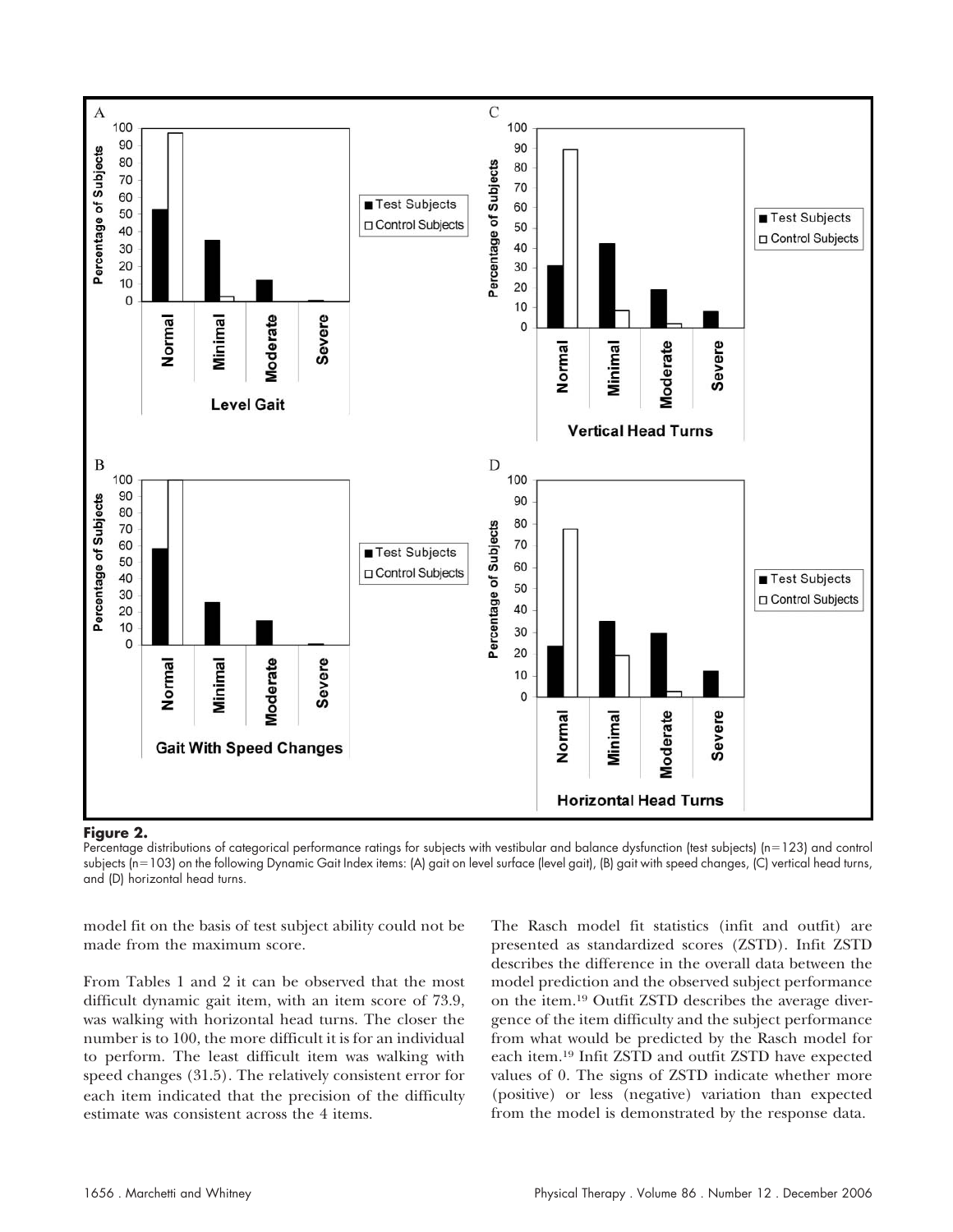A

100
90
80
70
60
50
40
30
20
10
0

Percentage of Subjects

■ Test Subjects
□ Control Subjects

Normal
Minimal
Moderate
Severe

Level Gait

C

100
90
80
70
60
50
40
30
20
10
0

Percentage of Subjects

■ Test Subjects
□ Control Subjects

Normal
Minimal
Moderate
Severe

Vertical Head Turns

B

100
90
80
70
60
50
40
30
20
10
0

Percentage of Subjects

■ Test Subjects
□ Control Subjects

Normal
Minimal
Moderate
Severe

Gait With Speed Changes

D

100
90
80
70
60
50
40
30
20
10
0

Percentage of Subjects

■ Test Subjects
□ Control Subjects

Normal
Minimal
Moderate
Severe

Horizontal Head Turns

**Figure 2.**
Percentage distributions of categorical performance ratings for subjects with vestibular and balance dysfunction (test subjects) (n=123) and control subjects (n=103) on the following Dynamic Gait Index items: (A) gait on level surface (level gait), (B) gait with speed changes, (C) vertical head turns, and (D) horizontal head turns.

model fit on the basis of test subject ability could not be made from the maximum score.

From Tables 1 and 2 it can be observed that the most difficult dynamic gait item, with an item score of 73.9, was walking with horizontal head turns. The closer the number is to 100, the more difficult it is for an individual to perform. The least difficult item was walking with speed changes (31.5). The relatively consistent error for each item indicated that the precision of the difficulty estimate was consistent across the 4 items.

The Rasch model fit statistics (infit and outfit) are presented as standardized scores (ZSTD). Infit ZSTD describes the difference in the overall data between the model prediction and the observed subject performance on the item.[19] Outfit ZSTD describes the average divergence of the item difficulty and the subject performance from what would be predicted by the Rasch model for each item.[19] Infit ZSTD and outfit ZSTD have expected values of 0. The signs of ZSTD indicate whether more (positive) or less (negative) variation than expected from the model is demonstrated by the response data.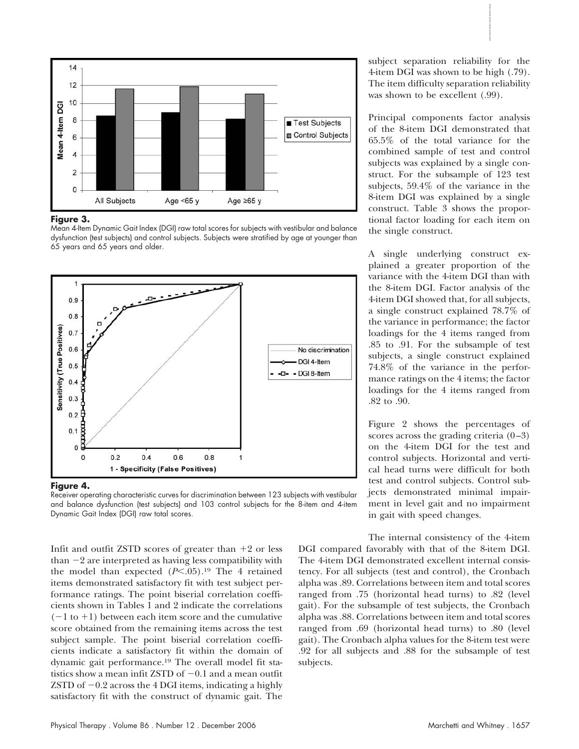14
12
10
8
6
4
2
0
Mean 4-Item DGI
All Subjects
Age <65 y
Age ≥65 y
Test Subjects
Control Subjects

**Figure 3.**
Mean 4-Item Dynamic Gait Index (DGI) raw total scores for subjects with vestibular and balance dysfunction (test subjects) and control subjects. Subjects were stratified by age at younger than 65 years and 65 years and older.

1
0.9
0.8
0.7
0.6
0.5
0.4
0.3
0.2
0.1
0
Sensitivity (True Positives)
0
0.2
0.4
0.6
0.8
1
1 - Specificity (False Positives)
No discrimination
DGI 4-Item
DGI 8-Item

**Figure 4.**
Receiver operating characteristic curves for discrimination between 123 subjects with vestibular and balance dysfunction (test subjects) and 103 control subjects for the 8-item and 4-item Dynamic Gait Index (DGI) raw total scores.

Infit and outfit ZSTD scores of greater than +2 or less than −2 are interpreted as having less compatibility with the model than expected ($P<.05$).[19] The 4 retained items demonstrated satisfactory fit with test subject performance ratings. The point biserial correlation coefficients shown in Tables 1 and 2 indicate the correlations (−1 to +1) between each item score and the cumulative score obtained from the remaining items across the test subject sample. The point biserial correlation coefficients indicate a satisfactory fit within the domain of dynamic gait performance.[19] The overall model fit statistics show a mean infit ZSTD of −0.1 and a mean outfit ZSTD of −0.2 across the 4 DGI items, indicating a highly satisfactory fit with the construct of dynamic gait. The subject separation reliability for the 4-item DGI was shown to be high (.79). The item difficulty separation reliability was shown to be excellent (.99).

Principal components factor analysis of the 8-item DGI demonstrated that 65.5% of the total variance for the combined sample of test and control subjects was explained by a single construct. For the subsample of 123 test subjects, 59.4% of the variance in the 8-item DGI was explained by a single construct. Table 3 shows the proportional factor loading for each item on the single construct.

A single underlying construct explained a greater proportion of the variance with the 4-item DGI than with the 8-item DGI. Factor analysis of the 4-item DGI showed that, for all subjects, a single construct explained 78.7% of the variance in performance; the factor loadings for the 4 items ranged from .85 to .91. For the subsample of test subjects, a single construct explained 74.8% of the variance in the performance ratings on the 4 items; the factor loadings for the 4 items ranged from .82 to .90.

Figure 2 shows the percentages of scores across the grading criteria (0–3) on the 4-item DGI for the test and control subjects. Horizontal and vertical head turns were difficult for both test and control subjects. Control subjects demonstrated minimal impairment in level gait and no impairment in gait with speed changes.

The internal consistency of the 4-item DGI compared favorably with that of the 8-item DGI. The 4-item DGI demonstrated excellent internal consistency. For all subjects (test and control), the Cronbach alpha was .89. Correlations between item and total scores ranged from .75 (horizontal head turns) to .82 (level gait). For the subsample of test subjects, the Cronbach alpha was .88. Correlations between item and total scores ranged from .69 (horizontal head turns) to .80 (level gait). The Cronbach alpha values for the 8-item test were .92 for all subjects and .88 for the subsample of test subjects.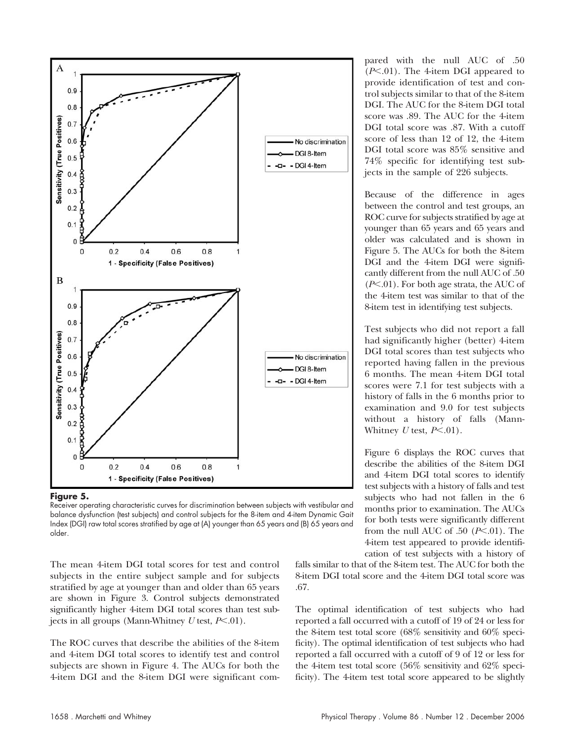A

1
0.9
0.8
0.7
0.6
0.5
0.4
0.3
0.2
0.1
0

0 0.2 0.4 0.6 0.8 1

Sensitivity (True Positives)

1 - Specificity (False Positives)

No discrimination
DGI 8-Item
DGI 4-Item

B

1
0.9
0.8
0.7
0.6
0.5
0.4
0.3
0.2
0.1
0

0 0.2 0.4 0.6 0.8 1

Sensitivity (True Positives)

1 - Specificity (False Positives)

No discrimination
DGI 8-Item
DGI 4-Item

**Figure 5.**
Receiver operating characteristic curves for discrimination between subjects with vestibular and balance dysfunction (test subjects) and control subjects for the 8-item and 4-item Dynamic Gait Index (DGI) raw total scores stratified by age at (A) younger than 65 years and (B) 65 years and older.

The mean 4-item DGI total scores for test and control subjects in the entire subject sample and for subjects stratified by age at younger than and older than 65 years are shown in Figure 3. Control subjects demonstrated significantly higher 4-item DGI total scores than test subjects in all groups (Mann-Whitney *U* test, $P<.01$).

The ROC curves that describe the abilities of the 8-item and 4-item DGI total scores to identify test and control subjects are shown in Figure 4. The AUCs for both the 4-item DGI and the 8-item DGI were significant compared with the null AUC of .50 ($P<.01$). The 4-item DGI appeared to provide identification of test and control subjects similar to that of the 8-item DGI. The AUC for the 8-item DGI total score was .89. The AUC for the 4-item DGI total score was .87. With a cutoff score of less than 12 of 12, the 4-item DGI total score was 85% sensitive and 74% specific for identifying test subjects in the sample of 226 subjects.

Because of the difference in ages between the control and test groups, an ROC curve for subjects stratified by age at younger than 65 years and 65 years and older was calculated and is shown in Figure 5. The AUCs for both the 8-item DGI and the 4-item DGI were significantly different from the null AUC of .50 ($P<.01$). For both age strata, the AUC of the 4-item test was similar to that of the 8-item test in identifying test subjects.

Test subjects who did not report a fall had significantly higher (better) 4-item DGI total scores than test subjects who reported having fallen in the previous 6 months. The mean 4-item DGI total scores were 7.1 for test subjects with a history of falls in the 6 months prior to examination and 9.0 for test subjects without a history of falls (Mann-Whitney *U* test, $P<.01$).

Figure 6 displays the ROC curves that describe the abilities of the 8-item DGI and 4-item DGI total scores to identify test subjects with a history of falls and test subjects who had not fallen in the 6 months prior to examination. The AUCs for both tests were significantly different from the null AUC of .50 ($P<.01$). The 4-item test appeared to provide identification of test subjects with a history of falls similar to that of the 8-item test. The AUC for both the 8-item DGI total score and the 4-item DGI total score was .67.

The optimal identification of test subjects who had reported a fall occurred with a cutoff of 19 of 24 or less for the 8-item test total score (68% sensitivity and 60% specificity). The optimal identification of test subjects who had reported a fall occurred with a cutoff of 9 of 12 or less for the 4-item test total score (56% sensitivity and 62% specificity). The 4-item test total score appeared to be slightly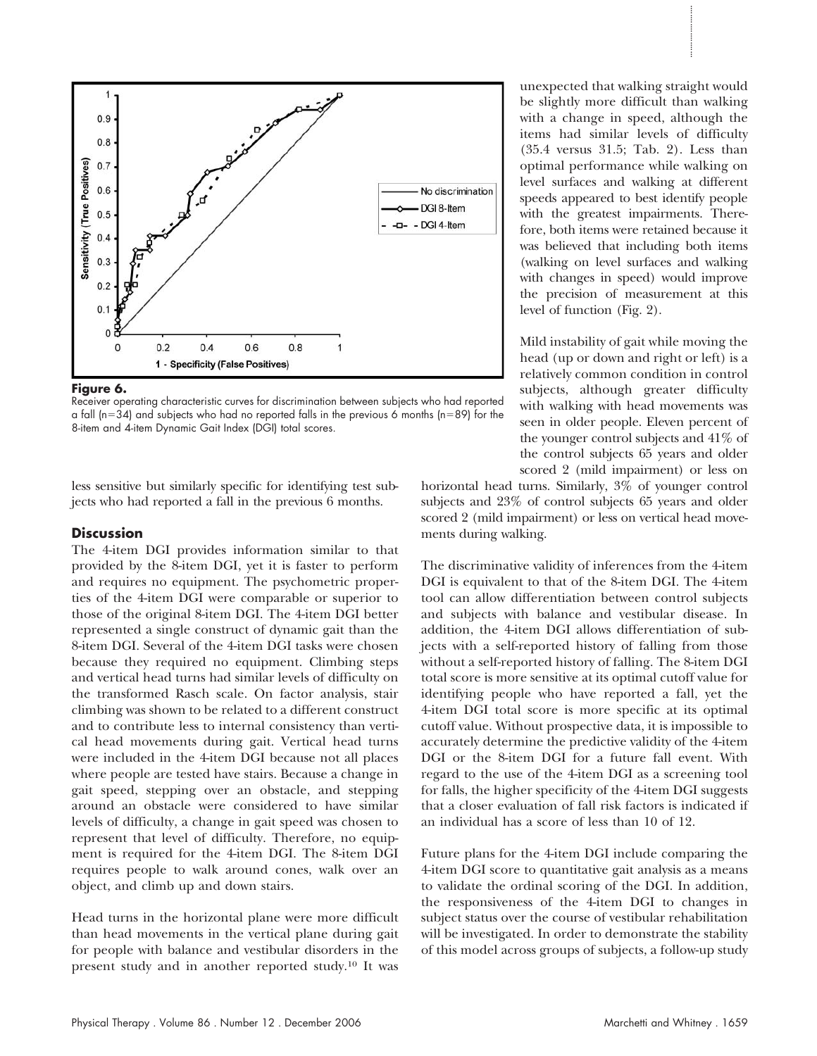1
0.9
0.8
0.7
0.6
0.5
0.4
0.3
0.2
0.1
0
0
0.2
0.4
0.6
0.8
1
Sensitivity (True Positives)
1 - Specificity (False Positives)
No discrimination
DGI 8-Item
DGI 4-Item

**Figure 6.**
Receiver operating characteristic curves for discrimination between subjects who had reported a fall (n=34) and subjects who had no reported falls in the previous 6 months (n=89) for the 8-item and 4-item Dynamic Gait Index (DGI) total scores.

less sensitive but similarly specific for identifying test subjects who had reported a fall in the previous 6 months.

## Discussion

The 4-item DGI provides information similar to that provided by the 8-item DGI, yet it is faster to perform and requires no equipment. The psychometric properties of the 4-item DGI were comparable or superior to those of the original 8-item DGI. The 4-item DGI better represented a single construct of dynamic gait than the 8-item DGI. Several of the 4-item DGI tasks were chosen because they required no equipment. Climbing steps and vertical head turns had similar levels of difficulty on the transformed Rasch scale. On factor analysis, stair climbing was shown to be related to a different construct and to contribute less to internal consistency than vertical head movements during gait. Vertical head turns were included in the 4-item DGI because not all places where people are tested have stairs. Because a change in gait speed, stepping over an obstacle, and stepping around an obstacle were considered to have similar levels of difficulty, a change in gait speed was chosen to represent that level of difficulty. Therefore, no equipment is required for the 4-item DGI. The 8-item DGI requires people to walk around cones, walk over an object, and climb up and down stairs.

Head turns in the horizontal plane were more difficult than head movements in the vertical plane during gait for people with balance and vestibular disorders in the present study and in another reported study.[10] It was unexpected that walking straight would be slightly more difficult than walking with a change in speed, although the items had similar levels of difficulty (35.4 versus 31.5; Tab. 2). Less than optimal performance while walking on level surfaces and walking at different speeds appeared to best identify people with the greatest impairments. Therefore, both items were retained because it was believed that including both items (walking on level surfaces and walking with changes in speed) would improve the precision of measurement at this level of function (Fig. 2).

Mild instability of gait while moving the head (up or down and right or left) is a relatively common condition in control subjects, although greater difficulty with walking with head movements was seen in older people. Eleven percent of the younger control subjects and 41% of the control subjects 65 years and older scored 2 (mild impairment) or less on horizontal head turns. Similarly, 3% of younger control subjects and 23% of control subjects 65 years and older scored 2 (mild impairment) or less on vertical head movements during walking.

The discriminative validity of inferences from the 4-item DGI is equivalent to that of the 8-item DGI. The 4-item tool can allow differentiation between control subjects and subjects with balance and vestibular disease. In addition, the 4-item DGI allows differentiation of subjects with a self-reported history of falling from those without a self-reported history of falling. The 8-item DGI total score is more sensitive at its optimal cutoff value for identifying people who have reported a fall, yet the 4-item DGI total score is more specific at its optimal cutoff value. Without prospective data, it is impossible to accurately determine the predictive validity of the 4-item DGI or the 8-item DGI for a future fall event. With regard to the use of the 4-item DGI as a screening tool for falls, the higher specificity of the 4-item DGI suggests that a closer evaluation of fall risk factors is indicated if an individual has a score of less than 10 of 12.

Future plans for the 4-item DGI include comparing the 4-item DGI score to quantitative gait analysis as a means to validate the ordinal scoring of the DGI. In addition, the responsiveness of the 4-item DGI to changes in subject status over the course of vestibular rehabilitation will be investigated. In order to demonstrate the stability of this model across groups of subjects, a follow-up study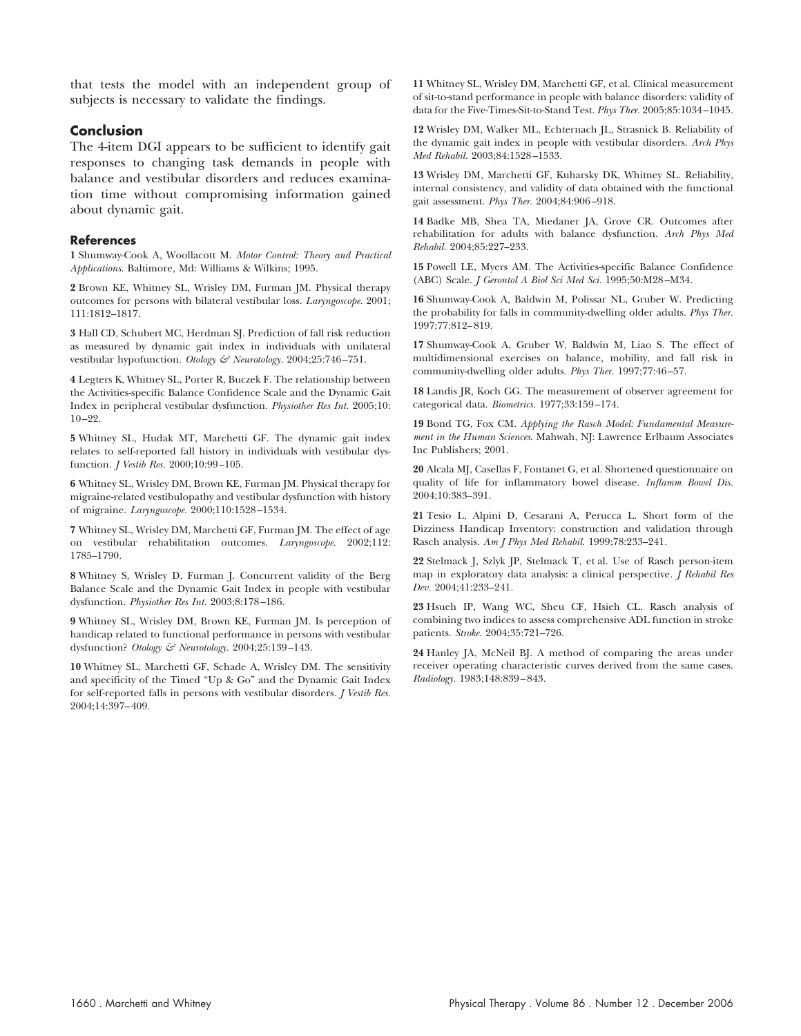that tests the model with an independent group of subjects is necessary to validate the findings.

## Conclusion

The 4-item DGI appears to be sufficient to identify gait responses to changing task demands in people with balance and vestibular disorders and reduces examination time without compromising information gained about dynamic gait.

### References

**1** Shumway-Cook A, Woollacott M. *Motor Control: Theory and Practical Applications*. Baltimore, Md: Williams & Wilkins; 1995.

**2** Brown KE, Whitney SL, Wrisley DM, Furman JM. Physical therapy outcomes for persons with bilateral vestibular loss. *Laryngoscope*. 2001; 111:1812–1817.

**3** Hall CD, Schubert MC, Herdman SJ. Prediction of fall risk reduction as measured by dynamic gait index in individuals with unilateral vestibular hypofunction. *Otology & Neurotology*. 2004;25:746–751.

**4** Legters K, Whitney SL, Porter R, Buczek F. The relationship between the Activities-specific Balance Confidence Scale and the Dynamic Gait Index in peripheral vestibular dysfunction. *Physiother Res Int*. 2005;10: 10–22.

**5** Whitney SL, Hudak MT, Marchetti GF. The dynamic gait index relates to self-reported fall history in individuals with vestibular dysfunction. *J Vestib Res*. 2000;10:99–105.

**6** Whitney SL, Wrisley DM, Brown KE, Furman JM. Physical therapy for migraine-related vestibulopathy and vestibular dysfunction with history of migraine. *Laryngoscope*. 2000;110:1528–1534.

**7** Whitney SL, Wrisley DM, Marchetti GF, Furman JM. The effect of age on vestibular rehabilitation outcomes. *Laryngoscope*. 2002;112: 1785–1790.

**8** Whitney S, Wrisley D, Furman J. Concurrent validity of the Berg Balance Scale and the Dynamic Gait Index in people with vestibular dysfunction. *Physiother Res Int*. 2003;8:178–186.

**9** Whitney SL, Wrisley DM, Brown KE, Furman JM. Is perception of handicap related to functional performance in persons with vestibular dysfunction? *Otology & Neurotology*. 2004;25:139–143.

**10** Whitney SL, Marchetti GF, Schade A, Wrisley DM. The sensitivity and specificity of the Timed "Up & Go" and the Dynamic Gait Index for self-reported falls in persons with vestibular disorders. *J Vestib Res*. 2004;14:397–409.

**11** Whitney SL, Wrisley DM, Marchetti GF, et al. Clinical measurement of sit-to-stand performance in people with balance disorders: validity of data for the Five-Times-Sit-to-Stand Test. *Phys Ther*. 2005;85:1034–1045.

**12** Wrisley DM, Walker ML, Echternach JL, Strasnick B. Reliability of the dynamic gait index in people with vestibular disorders. *Arch Phys Med Rehabil*. 2003;84:1528–1533.

**13** Wrisley DM, Marchetti GF, Kuharsky DK, Whitney SL. Reliability, internal consistency, and validity of data obtained with the functional gait assessment. *Phys Ther*. 2004;84:906–918.

**14** Badke MB, Shea TA, Miedaner JA, Grove CR. Outcomes after rehabilitation for adults with balance dysfunction. *Arch Phys Med Rehabil*. 2004;85:227–233.

**15** Powell LE, Myers AM. The Activities-specific Balance Confidence (ABC) Scale. *J Gerontol A Biol Sci Med Sci*. 1995;50:M28–M34.

**16** Shumway-Cook A, Baldwin M, Polissar NL, Gruber W. Predicting the probability for falls in community-dwelling older adults. *Phys Ther*. 1997;77:812–819.

**17** Shumway-Cook A, Gruber W, Baldwin M, Liao S. The effect of multidimensional exercises on balance, mobility, and fall risk in community-dwelling older adults. *Phys Ther*. 1997;77:46–57.

**18** Landis JR, Koch GG. The measurement of observer agreement for categorical data. *Biometrics*. 1977;33:159–174.

**19** Bond TG, Fox CM. *Applying the Rasch Model: Fundamental Measurement in the Human Sciences*. Mahwah, NJ: Lawrence Erlbaum Associates Inc Publishers; 2001.

**20** Alcala MJ, Casellas F, Fontanet G, et al. Shortened questionnaire on quality of life for inflammatory bowel disease. *Inflamm Bowel Dis*. 2004;10:383–391.

**21** Tesio L, Alpini D, Cesarani A, Perucca L. Short form of the Dizziness Handicap Inventory: construction and validation through Rasch analysis. *Am J Phys Med Rehabil*. 1999;78:233–241.

**22** Stelmack J, Szlyk JP, Stelmack T, et al. Use of Rasch person-item map in exploratory data analysis: a clinical perspective. *J Rehabil Res Dev*. 2004;41:233–241.

**23** Hsueh IP, Wang WC, Sheu CF, Hsieh CL. Rasch analysis of combining two indices to assess comprehensive ADL function in stroke patients. *Stroke*. 2004;35:721–726.

**24** Hanley JA, McNeil BJ. A method of comparing the areas under receiver operating characteristic curves derived from the same cases. *Radiology*. 1983;148:839–843.